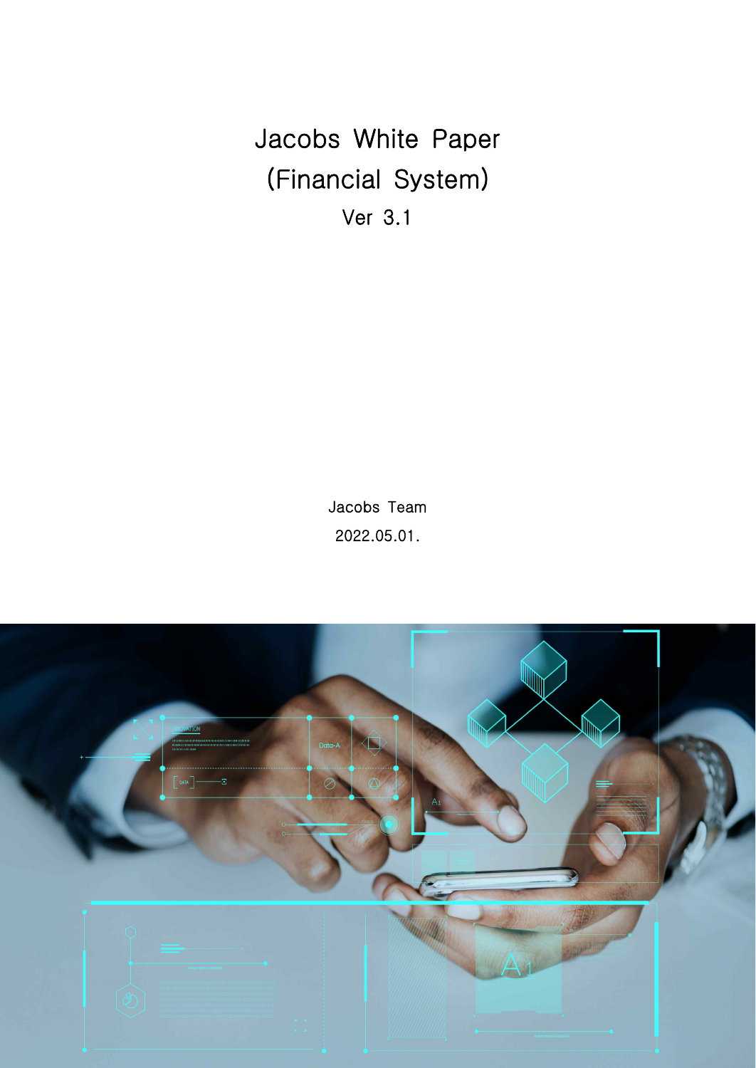# Jacobs White Paper
# (Financial System)

Ver 3.1

Jacobs Team

2022.05.01.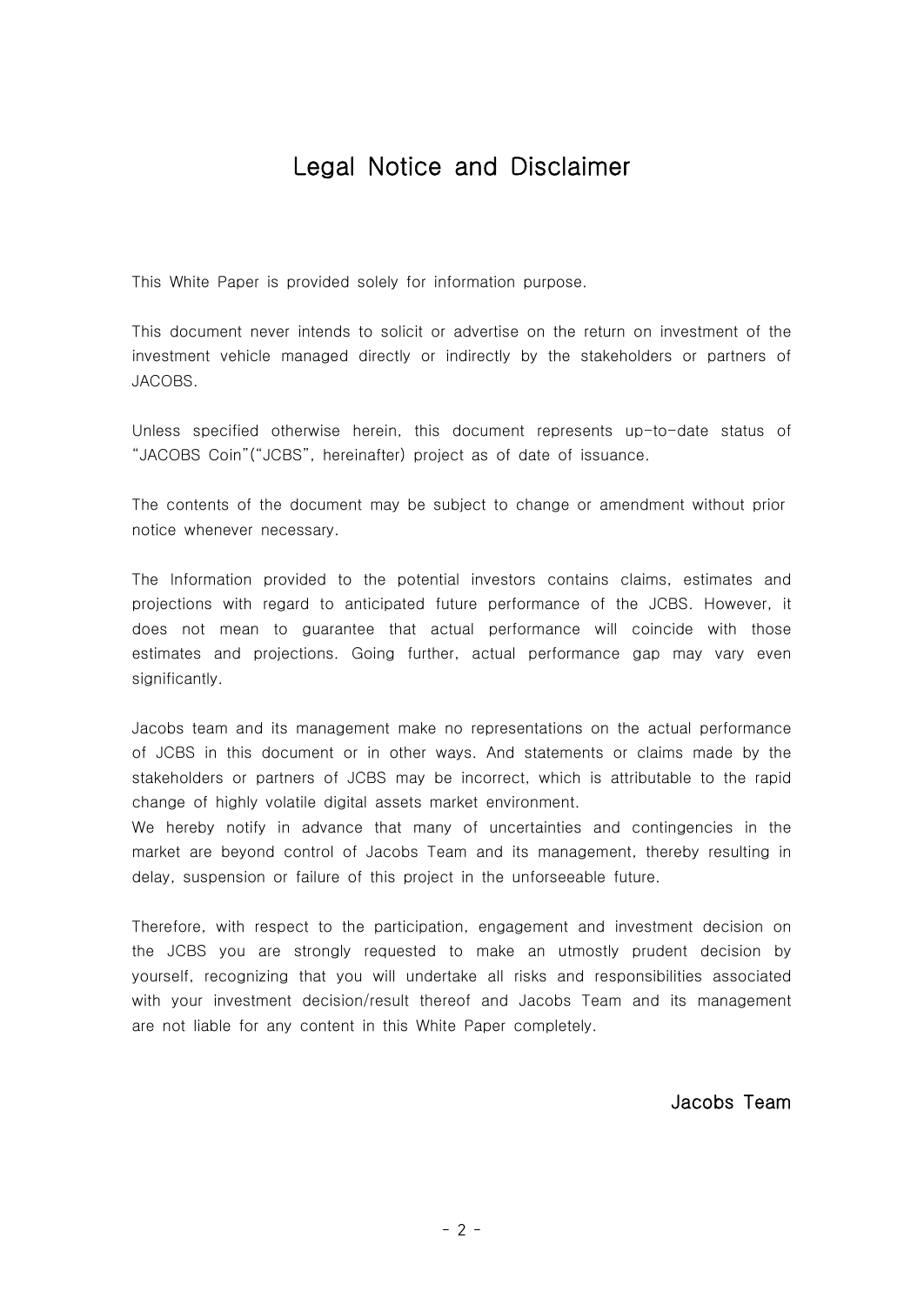# Legal Notice and Disclaimer

This White Paper is provided solely for information purpose.

This document never intends to solicit or advertise on the return on investment of the investment vehicle managed directly or indirectly by the stakeholders or partners of JACOBS.

Unless specified otherwise herein, this document represents up-to-date status of "JACOBS Coin"("JCBS", hereinafter) project as of date of issuance.

The contents of the document may be subject to change or amendment without prior notice whenever necessary.

The Information provided to the potential investors contains claims, estimates and projections with regard to anticipated future performance of the JCBS. However, it does not mean to guarantee that actual performance will coincide with those estimates and projections. Going further, actual performance gap may vary even significantly.

Jacobs team and its management make no representations on the actual performance of JCBS in this document or in other ways. And statements or claims made by the stakeholders or partners of JCBS may be incorrect, which is attributable to the rapid change of highly volatile digital assets market environment.
We hereby notify in advance that many of uncertainties and contingencies in the market are beyond control of Jacobs Team and its management, thereby resulting in delay, suspension or failure of this project in the unforseeable future.

Therefore, with respect to the participation, engagement and investment decision on the JCBS you are strongly requested to make an utmostly prudent decision by yourself, recognizing that you will undertake all risks and responsibilities associated with your investment decision/result thereof and Jacobs Team and its management are not liable for any content in this White Paper completely.

**Jacobs Team**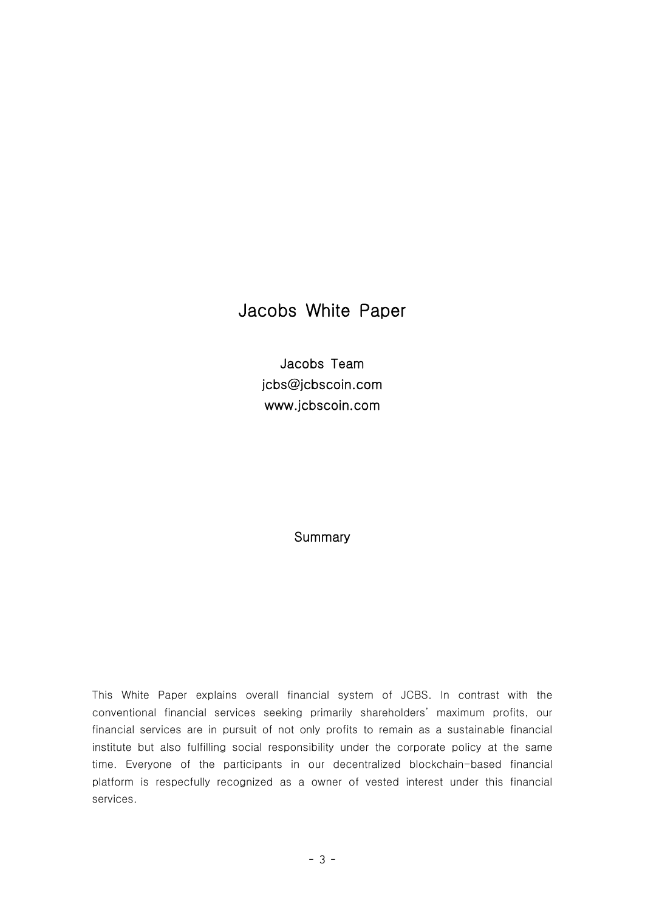# Jacobs White Paper

Jacobs Team
jcbs@jcbscoin.com
www.jcbscoin.com

## Summary

This White Paper explains overall financial system of JCBS. In contrast with the conventional financial services seeking primarily shareholders' maximum profits, our financial services are in pursuit of not only profits to remain as a sustainable financial institute but also fulfilling social responsibility under the corporate policy at the same time. Everyone of the participants in our decentralized blockchain-based financial platform is respecfully recognized as a owner of vested interest under this financial services.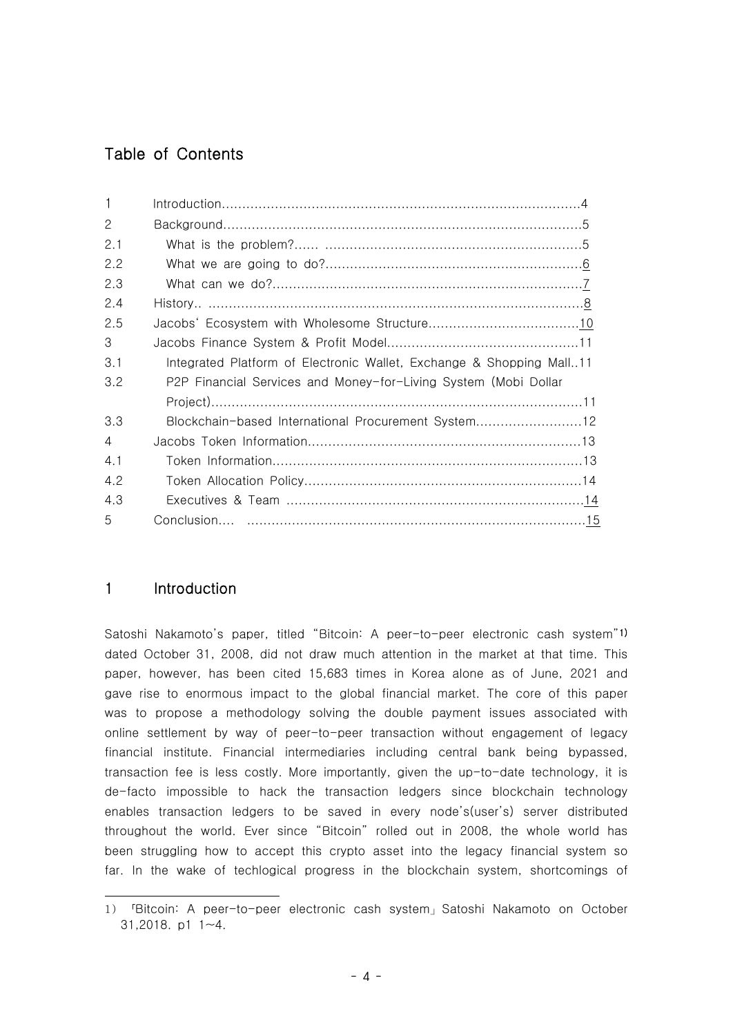## Table of Contents

| | | |
|---|---|---|
| 1 | Introduction | 4 |
| 2 | Background | 5 |
| 2.1 | What is the problem? | 5 |
| 2.2 | What we are going to do? | 6 |
| 2.3 | What can we do? | 7 |
| 2.4 | History | 8 |
| 2.5 | Jacobs' Ecosystem with Wholesome Structure | 10 |
| 3 | Jacobs Finance System & Profit Model | 11 |
| 3.1 | Integrated Platform of Electronic Wallet, Exchange & Shopping Mall | 11 |
| 3.2 | P2P Financial Services and Money-for-Living System (Mobi Dollar Project) | 11 |
| 3.3 | Blockchain-based International Procurement System | 12 |
| 4 | Jacobs Token Information | 13 |
| 4.1 | Token Information | 13 |
| 4.2 | Token Allocation Policy | 14 |
| 4.3 | Executives & Team | 14 |
| 5 | Conclusion | 15 |

## 1 Introduction

Satoshi Nakamoto's paper, titled "Bitcoin: A peer-to-peer electronic cash system"[1] dated October 31, 2008, did not draw much attention in the market at that time. This paper, however, has been cited 15,683 times in Korea alone as of June, 2021 and gave rise to enormous impact to the global financial market. The core of this paper was to propose a methodology solving the double payment issues associated with online settlement by way of peer-to-peer transaction without engagement of legacy financial institute. Financial intermediaries including central bank being bypassed, transaction fee is less costly. More importantly, given the up-to-date technology, it is de-facto impossible to hack the transaction ledgers since blockchain technology enables transaction ledgers to be saved in every node's(user's) server distributed throughout the world. Ever since "Bitcoin" rolled out in 2008, the whole world has been struggling how to accept this crypto asset into the legacy financial system so far. In the wake of techlogical progress in the blockchain system, shortcomings of

---

1) 「Bitcoin: A peer-to-peer electronic cash system」 Satoshi Nakamoto on October 31,2018. p1 1~4.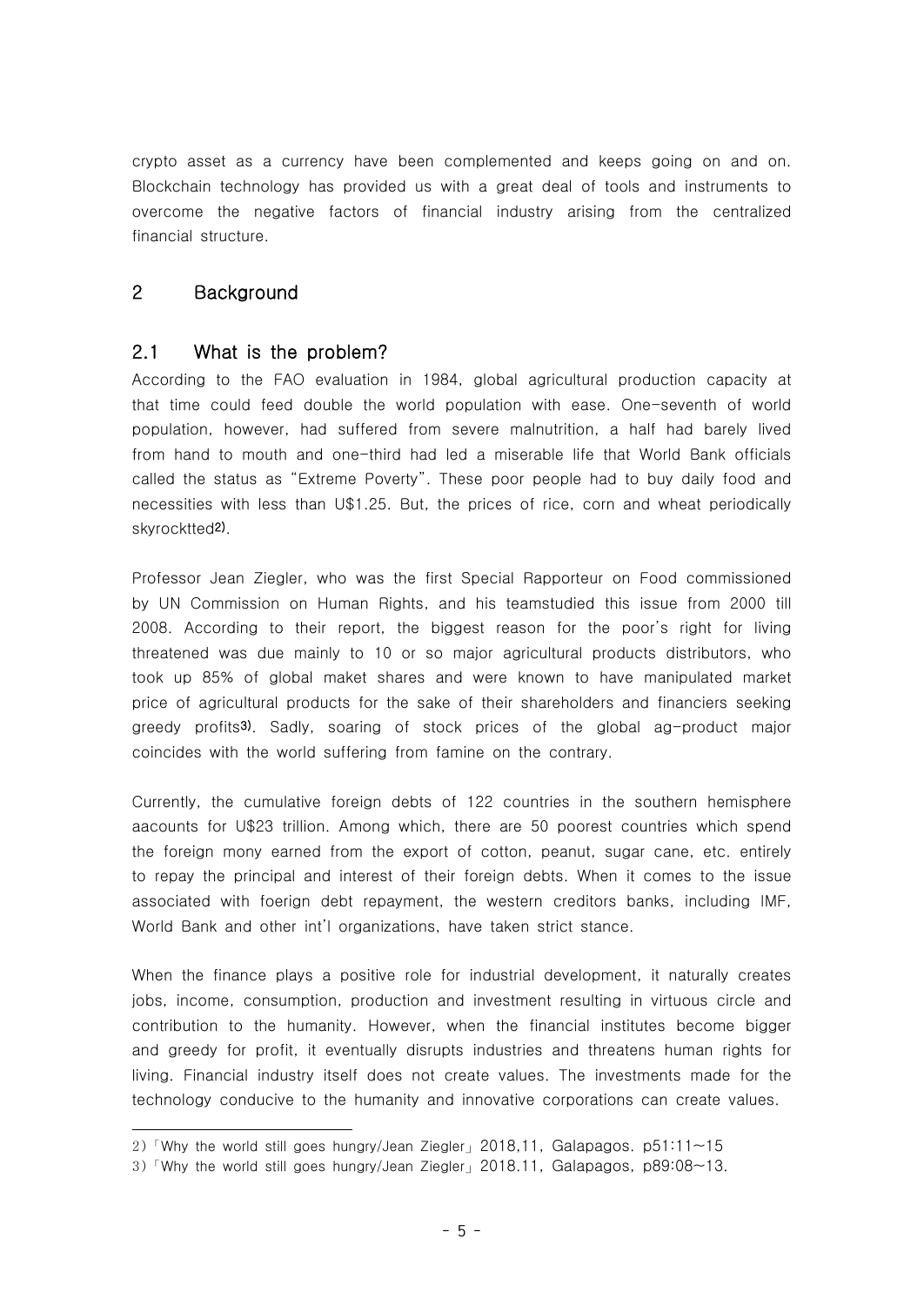crypto asset as a currency have been complemented and keeps going on and on. Blockchain technology has provided us with a great deal of tools and instruments to overcome the negative factors of financial industry arising from the centralized financial structure.

# 2 Background

## 2.1 What is the problem?

According to the FAO evaluation in 1984, global agricultural production capacity at that time could feed double the world population with ease. One-seventh of world population, however, had suffered from severe malnutrition, a half had barely lived from hand to mouth and one-third had led a miserable life that World Bank officials called the status as "Extreme Poverty". These poor people had to buy daily food and necessities with less than U$1.25. But, the prices of rice, corn and wheat periodically skyrocktted[2].

Professor Jean Ziegler, who was the first Special Rapporteur on Food commissioned by UN Commission on Human Rights, and his teamstudied this issue from 2000 till 2008. According to their report, the biggest reason for the poor's right for living threatened was due mainly to 10 or so major agricultural products distributors, who took up 85% of global maket shares and were known to have manipulated market price of agricultural products for the sake of their shareholders and financiers seeking greedy profits[3]. Sadly, soaring of stock prices of the global ag-product major coincides with the world suffering from famine on the contrary.

Currently, the cumulative foreign debts of 122 countries in the southern hemisphere aacounts for U$23 trillion. Among which, there are 50 poorest countries which spend the foreign mony earned from the export of cotton, peanut, sugar cane, etc. entirely to repay the principal and interest of their foreign debts. When it comes to the issue associated with foerign debt repayment, the western creditors banks, including IMF, World Bank and other int'l organizations, have taken strict stance.

When the finance plays a positive role for industrial development, it naturally creates jobs, income, consumption, production and investment resulting in virtuous circle and contribution to the humanity. However, when the financial institutes become bigger and greedy for profit, it eventually disrupts industries and threatens human rights for living. Financial industry itself does not create values. The investments made for the technology conducive to the humanity and innovative corporations can create values.

---

2) 「Why the world still goes hungry/Jean Ziegler」 2018,11, Galapagos. p51:11~15

3) 「Why the world still goes hungry/Jean Ziegler」 2018.11, Galapagos, p89:08~13.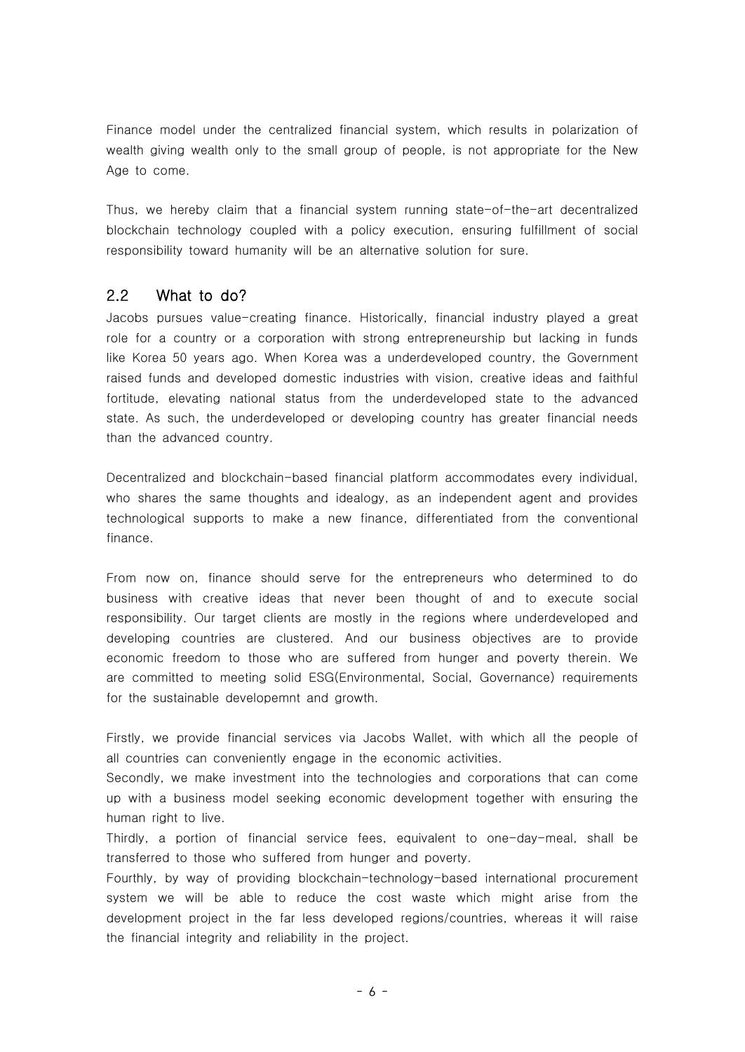Finance model under the centralized financial system, which results in polarization of wealth giving wealth only to the small group of people, is not appropriate for the New Age to come.

Thus, we hereby claim that a financial system running state-of-the-art decentralized blockchain technology coupled with a policy execution, ensuring fulfillment of social responsibility toward humanity will be an alternative solution for sure.

## 2.2 What to do?

Jacobs pursues value-creating finance. Historically, financial industry played a great role for a country or a corporation with strong entrepreneurship but lacking in funds like Korea 50 years ago. When Korea was a underdeveloped country, the Government raised funds and developed domestic industries with vision, creative ideas and faithful fortitude, elevating national status from the underdeveloped state to the advanced state. As such, the underdeveloped or developing country has greater financial needs than the advanced country.

Decentralized and blockchain-based financial platform accommodates every individual, who shares the same thoughts and idealogy, as an independent agent and provides technological supports to make a new finance, differentiated from the conventional finance.

From now on, finance should serve for the entrepreneurs who determined to do business with creative ideas that never been thought of and to execute social responsibility. Our target clients are mostly in the regions where underdeveloped and developing countries are clustered. And our business objectives are to provide economic freedom to those who are suffered from hunger and poverty therein. We are committed to meeting solid ESG(Environmental, Social, Governance) requirements for the sustainable developemnt and growth.

Firstly, we provide financial services via Jacobs Wallet, with which all the people of all countries can conveniently engage in the economic activities.
Secondly, we make investment into the technologies and corporations that can come up with a business model seeking economic development together with ensuring the human right to live.
Thirdly, a portion of financial service fees, equivalent to one-day-meal, shall be transferred to those who suffered from hunger and poverty.
Fourthly, by way of providing blockchain-technology-based international procurement system we will be able to reduce the cost waste which might arise from the development project in the far less developed regions/countries, whereas it will raise the financial integrity and reliability in the project.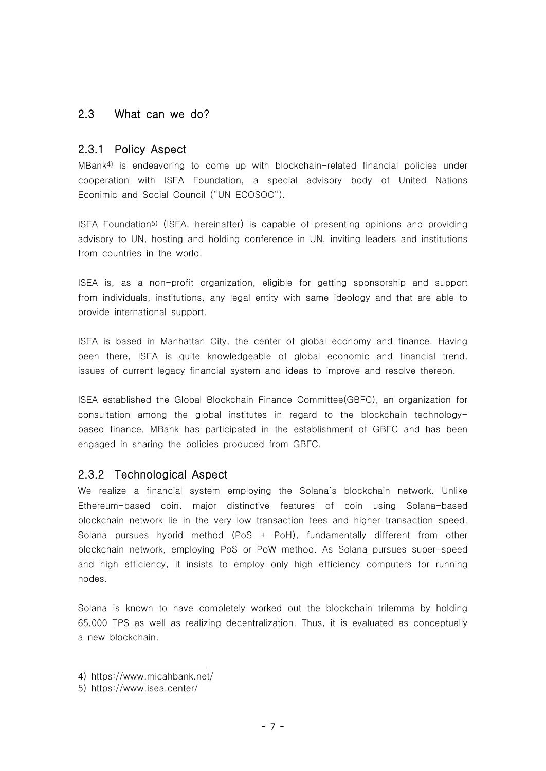## 2.3 What can we do?

### 2.3.1 Policy Aspect

MBank[4] is endeavoring to come up with blockchain-related financial policies under cooperation with ISEA Foundation, a special advisory body of United Nations Econimic and Social Council ("UN ECOSOC").

ISEA Foundation[5] (ISEA, hereinafter) is capable of presenting opinions and providing advisory to UN, hosting and holding conference in UN, inviting leaders and institutions from countries in the world.

ISEA is, as a non-profit organization, eligible for getting sponsorship and support from individuals, institutions, any legal entity with same ideology and that are able to provide international support.

ISEA is based in Manhattan City, the center of global economy and finance. Having been there, ISEA is quite knowledgeable of global economic and financial trend, issues of current legacy financial system and ideas to improve and resolve thereon.

ISEA established the Global Blockchain Finance Committee(GBFC), an organization for consultation among the global institutes in regard to the blockchain technology-based finance. MBank has participated in the establishment of GBFC and has been engaged in sharing the policies produced from GBFC.

### 2.3.2 Technological Aspect

We realize a financial system employing the Solana's blockchain network. Unlike Ethereum-based coin, major distinctive features of coin using Solana-based blockchain network lie in the very low transaction fees and higher transaction speed. Solana pursues hybrid method (PoS + PoH), fundamentally different from other blockchain network, employing PoS or PoW method. As Solana pursues super-speed and high efficiency, it insists to employ only high efficiency computers for running nodes.

Solana is known to have completely worked out the blockchain trilemma by holding 65,000 TPS as well as realizing decentralization. Thus, it is evaluated as conceptually a new blockchain.

---

4) https://www.micahbank.net/

5) https://www.isea.center/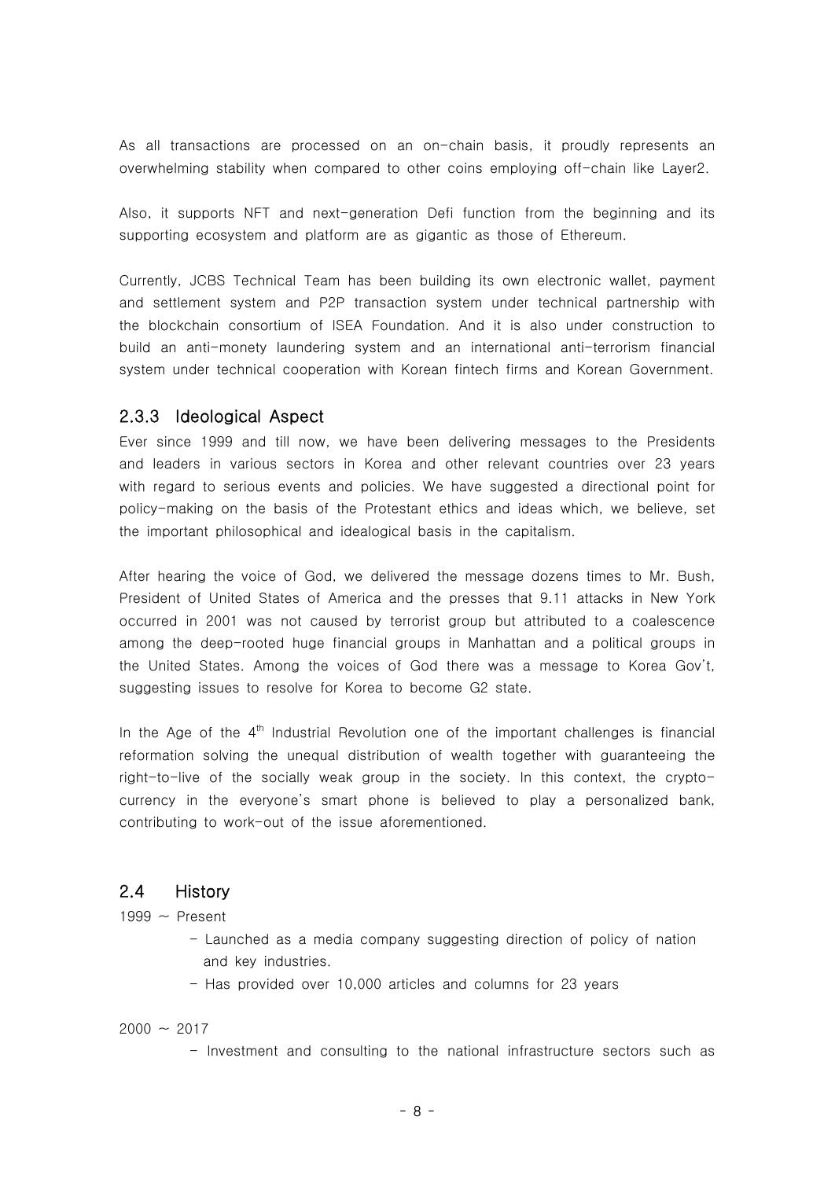As all transactions are processed on an on-chain basis, it proudly represents an overwhelming stability when compared to other coins employing off-chain like Layer2.

Also, it supports NFT and next-generation Defi function from the beginning and its supporting ecosystem and platform are as gigantic as those of Ethereum.

Currently, JCBS Technical Team has been building its own electronic wallet, payment and settlement system and P2P transaction system under technical partnership with the blockchain consortium of ISEA Foundation. And it is also under construction to build an anti-money laundering system and an international anti-terrorism financial system under technical cooperation with Korean fintech firms and Korean Government.

### 2.3.3 Ideological Aspect

Ever since 1999 and till now, we have been delivering messages to the Presidents and leaders in various sectors in Korea and other relevant countries over 23 years with regard to serious events and policies. We have suggested a directional point for policy-making on the basis of the Protestant ethics and ideas which, we believe, set the important philosophical and idealogical basis in the capitalism.

After hearing the voice of God, we delivered the message dozens times to Mr. Bush, President of United States of America and the presses that 9.11 attacks in New York occurred in 2001 was not caused by terrorist group but attributed to a coalescence among the deep-rooted huge financial groups in Manhattan and a political groups in the United States. Among the voices of God there was a message to Korea Gov't, suggesting issues to resolve for Korea to become G2 state.

In the Age of the 4th Industrial Revolution one of the important challenges is financial reformation solving the unequal distribution of wealth together with guaranteeing the right-to-live of the socially weak group in the society. In this context, the crypto-currency in the everyone's smart phone is believed to play a personalized bank, contributing to work-out of the issue aforementioned.

## 2.4 History

1999 ~ Present

- Launched as a media company suggesting direction of policy of nation and key industries.
- Has provided over 10,000 articles and columns for 23 years

2000 ~ 2017

- Investment and consulting to the national infrastructure sectors such as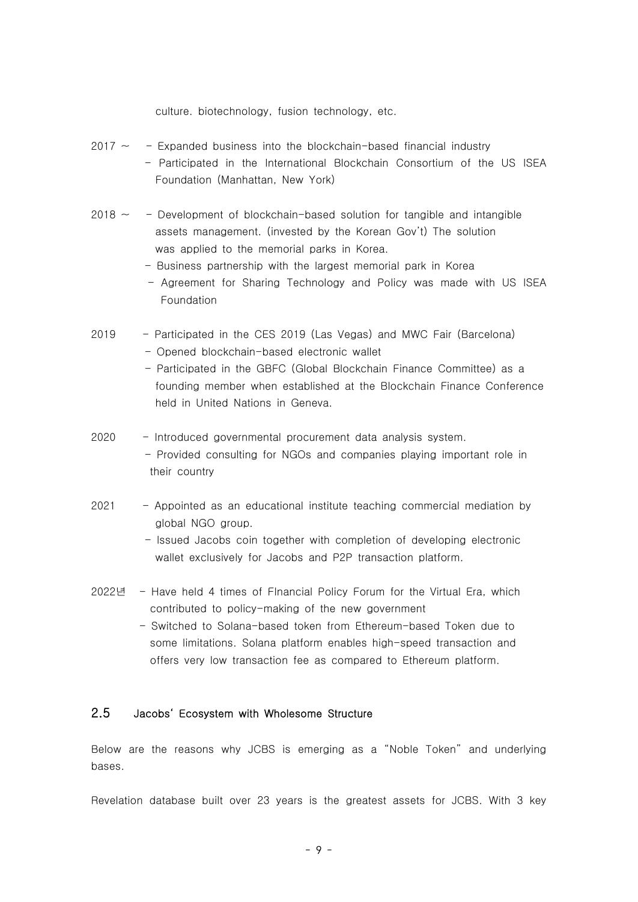culture. biotechnology, fusion technology, etc.

2017 ~ - Expanded business into the blockchain-based financial industry
- Participated in the International Blockchain Consortium of the US ISEA Foundation (Manhattan, New York)

2018 ~ - Development of blockchain-based solution for tangible and intangible assets management. (invested by the Korean Gov't) The solution was applied to the memorial parks in Korea.
- Business partnership with the largest memorial park in Korea
- Agreement for Sharing Technology and Policy was made with US ISEA Foundation

2019 - Participated in the CES 2019 (Las Vegas) and MWC Fair (Barcelona)
- Opened blockchain-based electronic wallet
- Participated in the GBFC (Global Blockchain Finance Committee) as a founding member when established at the Blockchain Finance Conference held in United Nations in Geneva.

2020 - Introduced governmental procurement data analysis system.
- Provided consulting for NGOs and companies playing important role in their country

2021 - Appointed as an educational institute teaching commercial mediation by global NGO group.
- Issued Jacobs coin together with completion of developing electronic wallet exclusively for Jacobs and P2P transaction platform.

2022년 - Have held 4 times of FInancial Policy Forum for the Virtual Era, which contributed to policy-making of the new government
- Switched to Solana-based token from Ethereum-based Token due to some limitations. Solana platform enables high-speed transaction and offers very low transaction fee as compared to Ethereum platform.

## 2.5 Jacobs' Ecosystem with Wholesome Structure

Below are the reasons why JCBS is emerging as a "Noble Token" and underlying bases.

Revelation database built over 23 years is the greatest assets for JCBS. With 3 key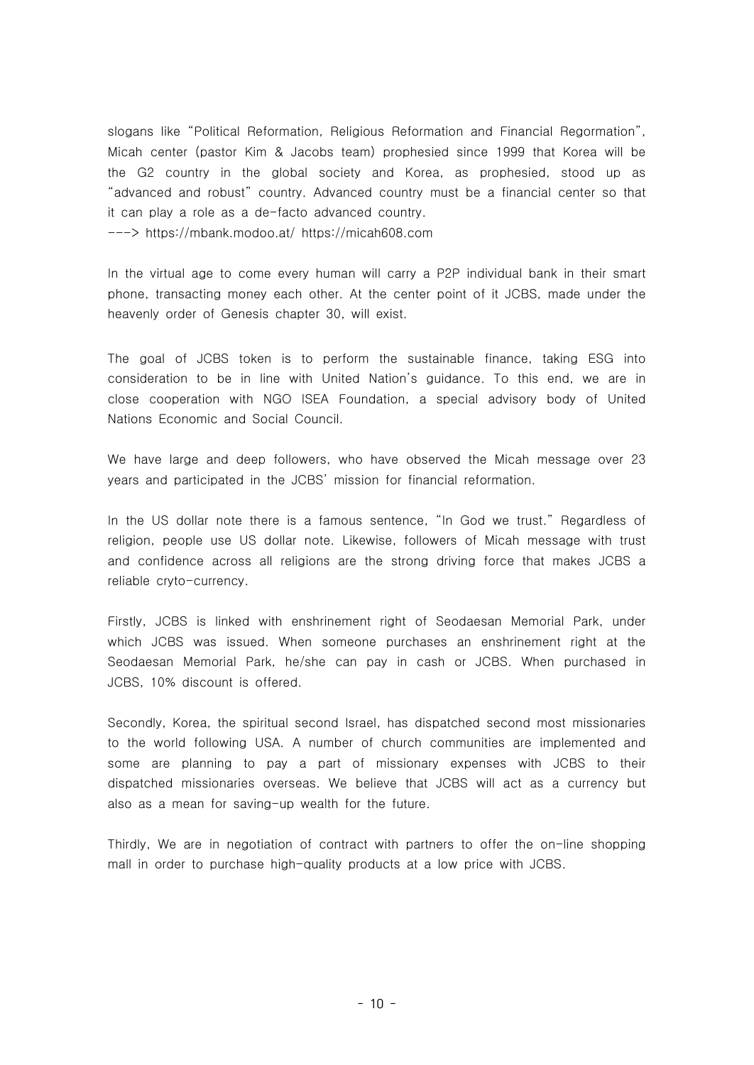slogans like "Political Reformation, Religious Reformation and Financial Regormation", Micah center (pastor Kim & Jacobs team) prophesied since 1999 that Korea will be the G2 country in the global society and Korea, as prophesied, stood up as "advanced and robust" country. Advanced country must be a financial center so that it can play a role as a de-facto advanced country.
---> https://mbank.modoo.at/ https://micah608.com

In the virtual age to come every human will carry a P2P individual bank in their smart phone, transacting money each other. At the center point of it JCBS, made under the heavenly order of Genesis chapter 30, will exist.

The goal of JCBS token is to perform the sustainable finance, taking ESG into consideration to be in line with United Nation's guidance. To this end, we are in close cooperation with NGO ISEA Foundation, a special advisory body of United Nations Economic and Social Council.

We have large and deep followers, who have observed the Micah message over 23 years and participated in the JCBS' mission for financial reformation.

In the US dollar note there is a famous sentence, "In God we trust." Regardless of religion, people use US dollar note. Likewise, followers of Micah message with trust and confidence across all religions are the strong driving force that makes JCBS a reliable cryto-currency.

Firstly, JCBS is linked with enshrinement right of Seodaesan Memorial Park, under which JCBS was issued. When someone purchases an enshrinement right at the Seodaesan Memorial Park, he/she can pay in cash or JCBS. When purchased in JCBS, 10% discount is offered.

Secondly, Korea, the spiritual second Israel, has dispatched second most missionaries to the world following USA. A number of church communities are implemented and some are planning to pay a part of missionary expenses with JCBS to their dispatched missionaries overseas. We believe that JCBS will act as a currency but also as a mean for saving-up wealth for the future.

Thirdly, We are in negotiation of contract with partners to offer the on-line shopping mall in order to purchase high-quality products at a low price with JCBS.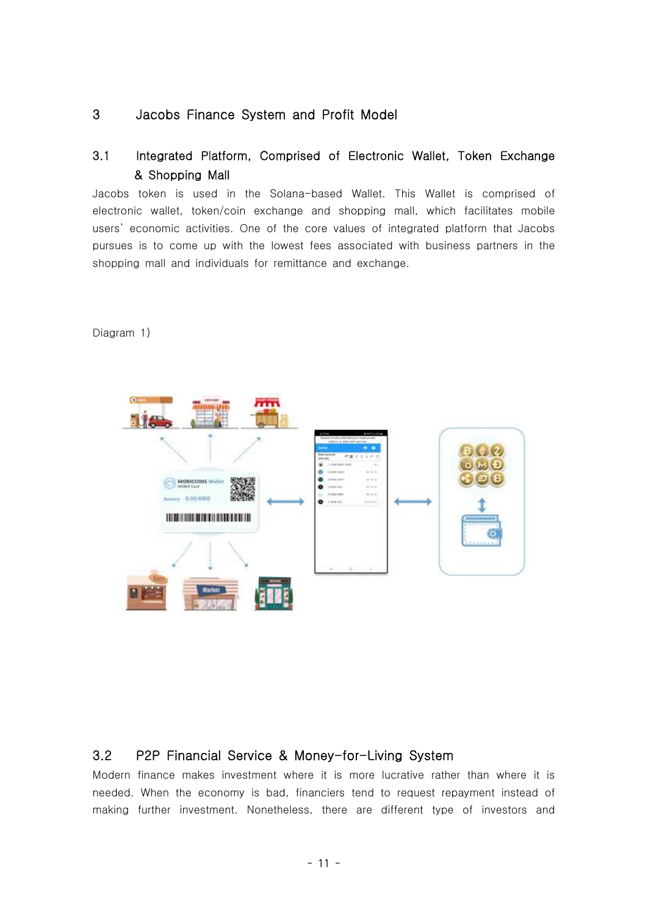# 3 Jacobs Finance System and Profit Model

## 3.1 Integrated Platform, Comprised of Electronic Wallet, Token Exchange & Shopping Mall

Jacobs token is used in the Solana-based Wallet. This Wallet is comprised of electronic wallet, token/coin exchange and shopping mall, which facilitates mobile users' economic activities. One of the core values of integrated platform that Jacobs pursues is to come up with the lowest fees associated with business partners in the shopping mall and individuals for remittance and exchange.

Diagram 1)

## 3.2 P2P Financial Service & Money-for-Living System

Modern finance makes investment where it is more lucrative rather than where it is needed. When the economy is bad, financiers tend to request repayment instead of making further investment. Nonetheless, there are different type of investors and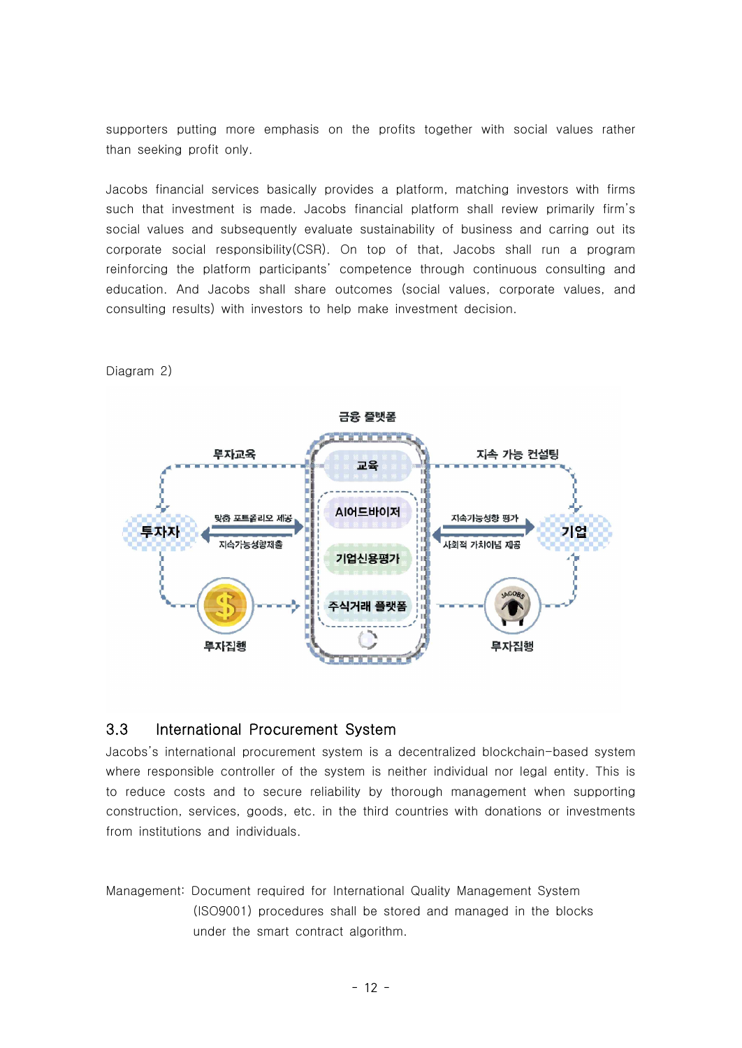supporters putting more emphasis on the profits together with social values rather than seeking profit only.

Jacobs financial services basically provides a platform, matching investors with firms such that investment is made. Jacobs financial platform shall review primarily firm's social values and subsequently evaluate sustainability of business and carring out its corporate social responsibility(CSR). On top of that, Jacobs shall run a program reinforcing the platform participants' competence through continuous consulting and education. And Jacobs shall share outcomes (social values, corporate values, and consulting results) with investors to help make investment decision.

Diagram 2)

## 3.3 International Procurement System

Jacobs's international procurement system is a decentralized blockchain-based system where responsible controller of the system is neither individual nor legal entity. This is to reduce costs and to secure reliability by thorough management when supporting construction, services, goods, etc. in the third countries with donations or investments from institutions and individuals.

Management: Document required for International Quality Management System (ISO9001) procedures shall be stored and managed in the blocks under the smart contract algorithm.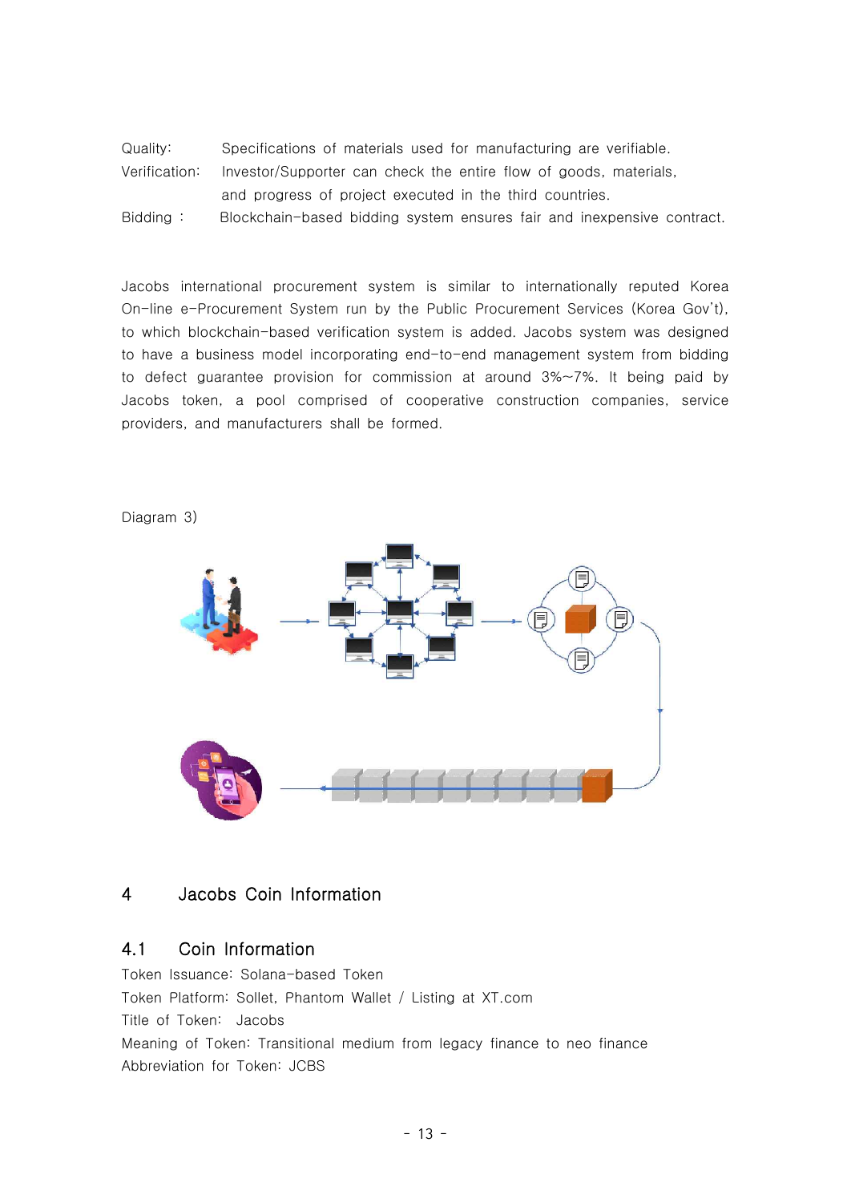Quality: Specifications of materials used for manufacturing are verifiable.

Verification: Investor/Supporter can check the entire flow of goods, materials, and progress of project executed in the third countries.

Bidding : Blockchain-based bidding system ensures fair and inexpensive contract.

Jacobs international procurement system is similar to internationally reputed Korea On-line e-Procurement System run by the Public Procurement Services (Korea Gov't), to which blockchain-based verification system is added. Jacobs system was designed to have a business model incorporating end-to-end management system from bidding to defect guarantee provision for commission at around 3%~7%. It being paid by Jacobs token, a pool comprised of cooperative construction companies, service providers, and manufacturers shall be formed.

Diagram 3)

## 4 Jacobs Coin Information

### 4.1 Coin Information

Token Issuance: Solana-based Token

Token Platform: Sollet, Phantom Wallet / Listing at XT.com

Title of Token: Jacobs

Meaning of Token: Transitional medium from legacy finance to neo finance

Abbreviation for Token: JCBS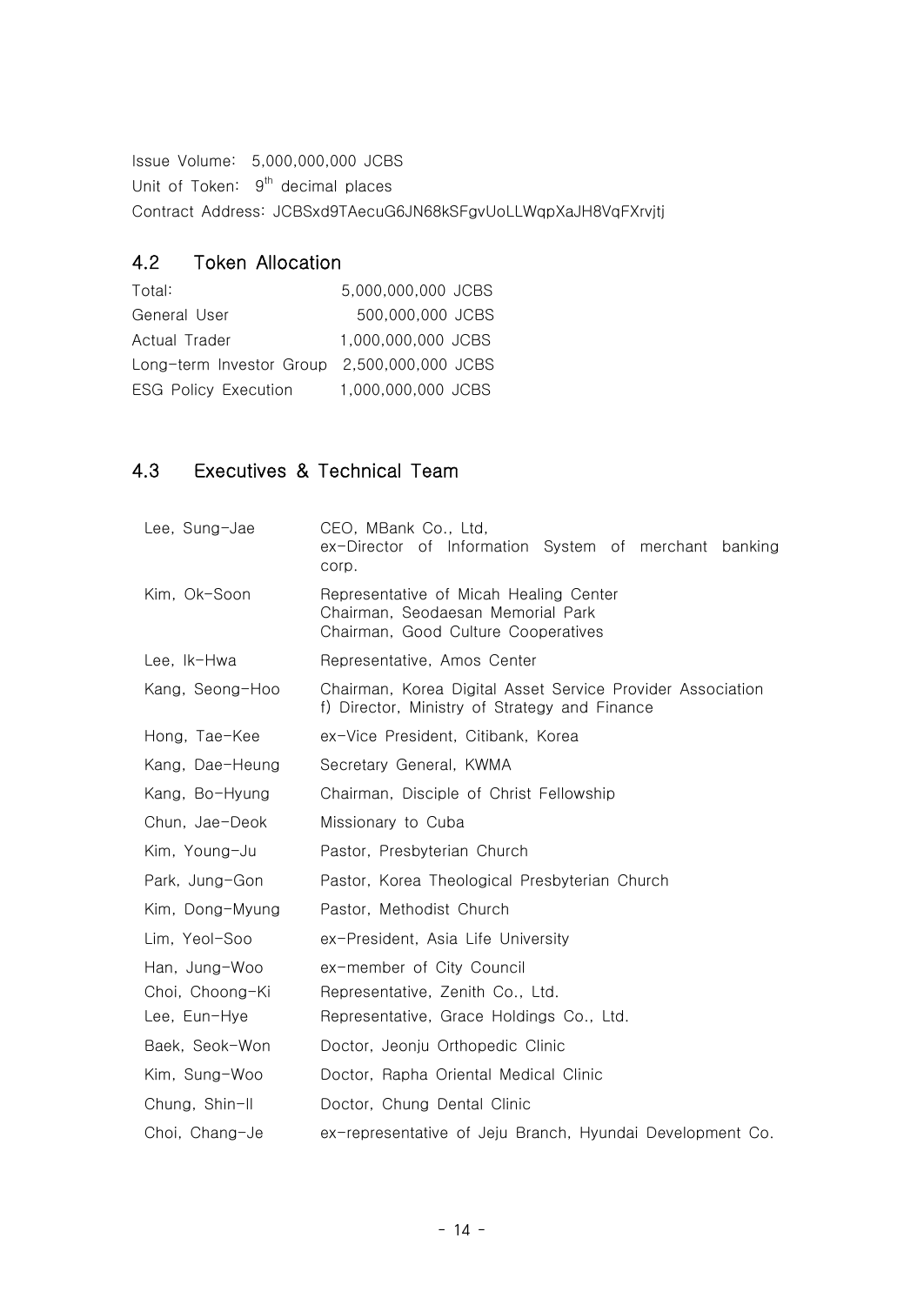Issue Volume: 5,000,000,000 JCBS

Unit of Token: 9th decimal places

Contract Address: JCBSxd9TAecuG6JN68kSFgvUoLLWqpXaJH8VqFXrvjtj

## 4.2 Token Allocation

| | |
|---|---|
| Total: | 5,000,000,000 JCBS |
| General User | 500,000,000 JCBS |
| Actual Trader | 1,000,000,000 JCBS |
| Long-term Investor Group | 2,500,000,000 JCBS |
| ESG Policy Execution | 1,000,000,000 JCBS |

## 4.3 Executives & Technical Team

| | |
|---|---|
| Lee, Sung-Jae | CEO, MBank Co., Ltd,<br>ex-Director of Information System of merchant banking corp. |
| Kim, Ok-Soon | Representative of Micah Healing Center<br>Chairman, Seodaesan Memorial Park<br>Chairman, Good Culture Cooperatives |
| Lee, Ik-Hwa | Representative, Amos Center |
| Kang, Seong-Hoo | Chairman, Korea Digital Asset Service Provider Association<br>f) Director, Ministry of Strategy and Finance |
| Hong, Tae-Kee | ex-Vice President, Citibank, Korea |
| Kang, Dae-Heung | Secretary General, KWMA |
| Kang, Bo-Hyung | Chairman, Disciple of Christ Fellowship |
| Chun, Jae-Deok | Missionary to Cuba |
| Kim, Young-Ju | Pastor, Presbyterian Church |
| Park, Jung-Gon | Pastor, Korea Theological Presbyterian Church |
| Kim, Dong-Myung | Pastor, Methodist Church |
| Lim, Yeol-Soo | ex-President, Asia Life University |
| Han, Jung-Woo | ex-member of City Council |
| Choi, Choong-Ki | Representative, Zenith Co., Ltd. |
| Lee, Eun-Hye | Representative, Grace Holdings Co., Ltd. |
| Baek, Seok-Won | Doctor, Jeonju Orthopedic Clinic |
| Kim, Sung-Woo | Doctor, Rapha Oriental Medical Clinic |
| Chung, Shin-Il | Doctor, Chung Dental Clinic |
| Choi, Chang-Je | ex-representative of Jeju Branch, Hyundai Development Co. |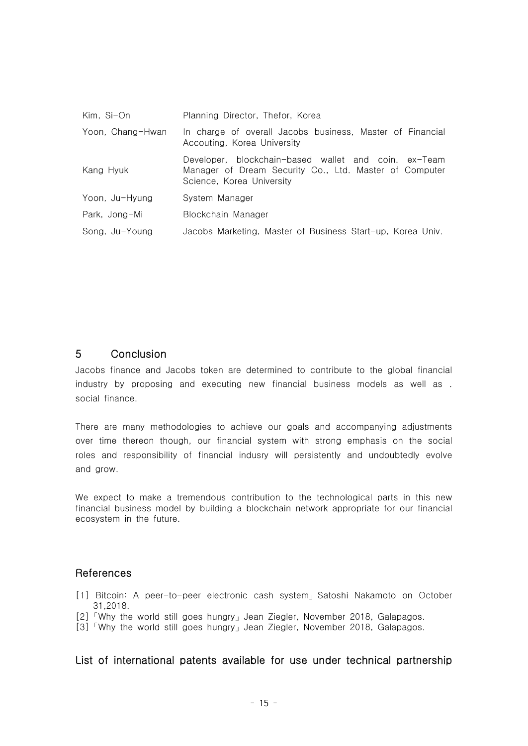| | |
|---|---|
| Kim, Si-On | Planning Director, Thefor, Korea |
| Yoon, Chang-Hwan | In charge of overall Jacobs business, Master of Financial Accouting, Korea University |
| Kang Hyuk | Developer, blockchain-based wallet and coin. ex-Team Manager of Dream Security Co., Ltd. Master of Computer Science, Korea University |
| Yoon, Ju-Hyung | System Manager |
| Park, Jong-Mi | Blockchain Manager |
| Song, Ju-Young | Jacobs Marketing, Master of Business Start-up, Korea Univ. |

## 5 Conclusion

Jacobs finance and Jacobs token are determined to contribute to the global financial industry by proposing and executing new financial business models as well as . social finance.

There are many methodologies to achieve our goals and accompanying adjustments over time thereon though, our financial system with strong emphasis on the social roles and responsibility of financial indusry will persistently and undoubtedly evolve and grow.

We expect to make a tremendous contribution to the technological parts in this new financial business model by building a blockchain network appropriate for our financial ecosystem in the future.

## References

[1] Bitcoin: A peer-to-peer electronic cash system」Satoshi Nakamoto on October 31,2018.

[2]「Why the world still goes hungry」Jean Ziegler, November 2018, Galapagos.

[3]「Why the world still goes hungry」Jean Ziegler, November 2018, Galapagos.

## List of international patents available for use under technical partnership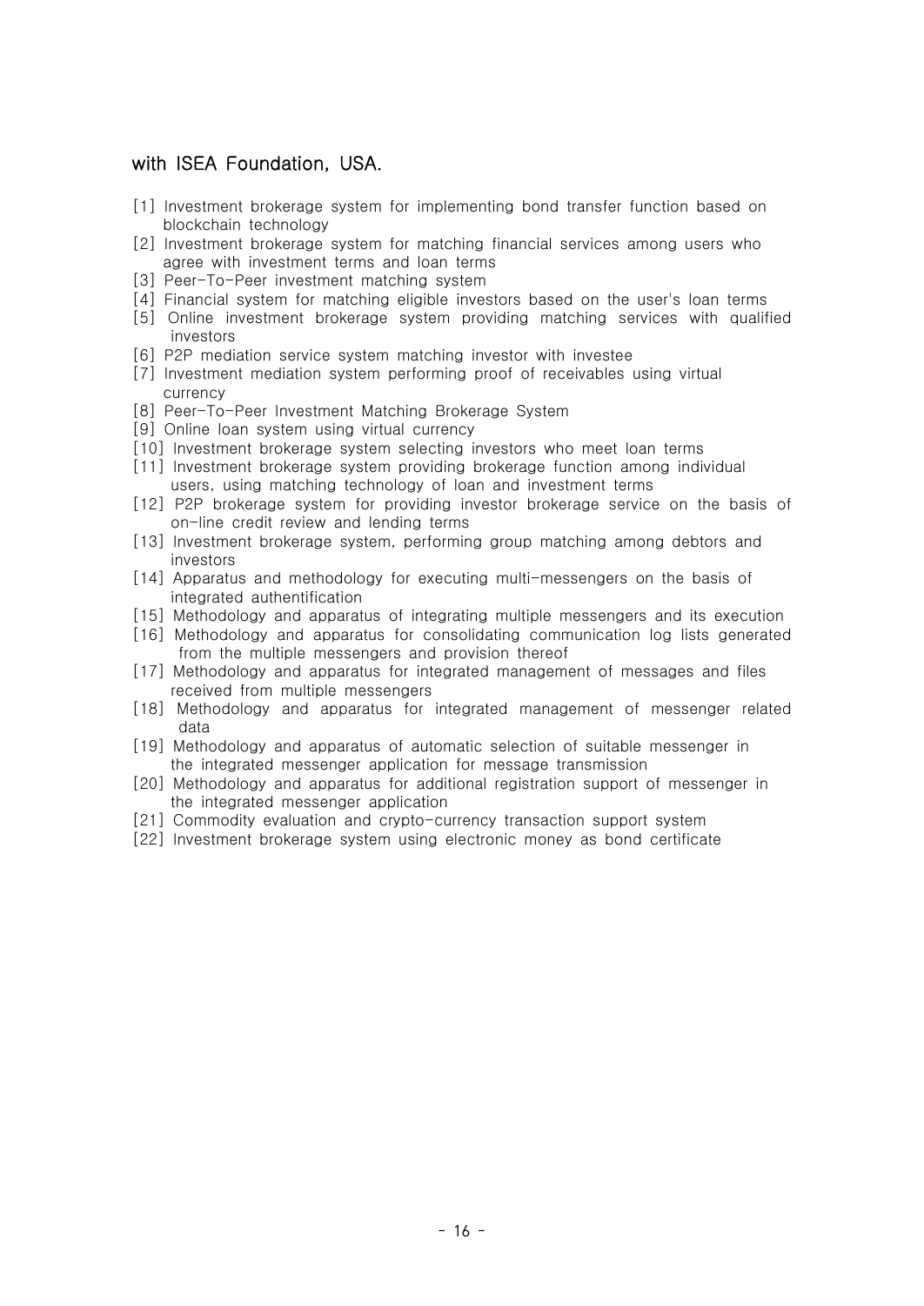with ISEA Foundation, USA.

[1] Investment brokerage system for implementing bond transfer function based on blockchain technology
[2] Investment brokerage system for matching financial services among users who agree with investment terms and loan terms
[3] Peer-To-Peer investment matching system
[4] Financial system for matching eligible investors based on the user's loan terms
[5] Online investment brokerage system providing matching services with qualified investors
[6] P2P mediation service system matching investor with investee
[7] Investment mediation system performing proof of receivables using virtual currency
[8] Peer-To-Peer Investment Matching Brokerage System
[9] Online loan system using virtual currency
[10] Investment brokerage system selecting investors who meet loan terms
[11] Investment brokerage system providing brokerage function among individual users, using matching technology of loan and investment terms
[12] P2P brokerage system for providing investor brokerage service on the basis of on-line credit review and lending terms
[13] Investment brokerage system, performing group matching among debtors and investors
[14] Apparatus and methodology for executing multi-messengers on the basis of integrated authentification
[15] Methodology and apparatus of integrating multiple messengers and its execution
[16] Methodology and apparatus for consolidating communication log lists generated from the multiple messengers and provision thereof
[17] Methodology and apparatus for integrated management of messages and files received from multiple messengers
[18] Methodology and apparatus for integrated management of messenger related data
[19] Methodology and apparatus of automatic selection of suitable messenger in the integrated messenger application for message transmission
[20] Methodology and apparatus for additional registration support of messenger in the integrated messenger application
[21] Commodity evaluation and crypto-currency transaction support system
[22] Investment brokerage system using electronic money as bond certificate